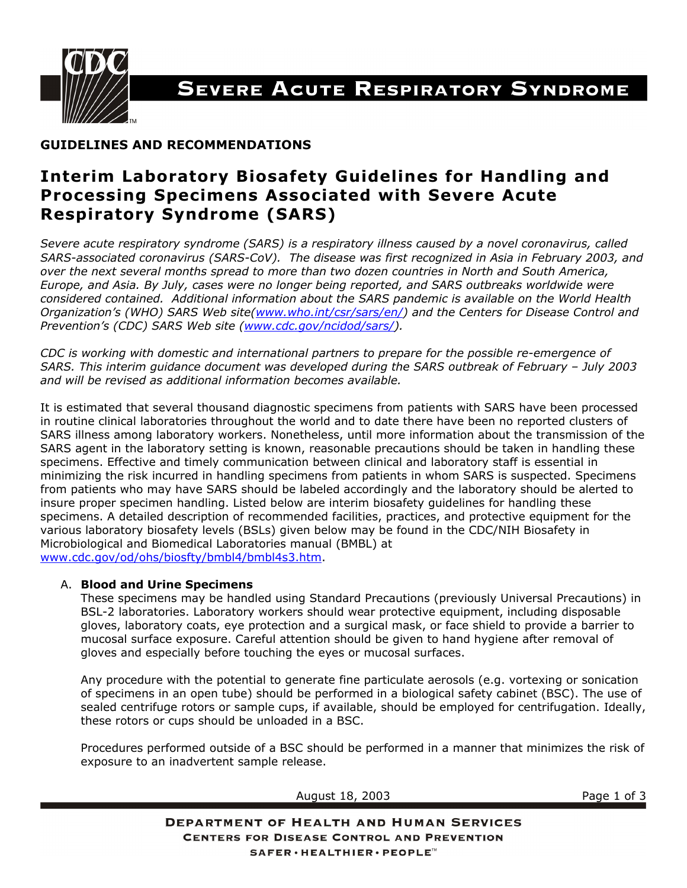# Severe Acute Respiratory Syndrome

**GUIDELINES AND RECOMMENDATIONS**

## Interim Laboratory Biosafety Guidelines for Handling and Processing Specimens Associated with Severe Acute Respiratory Syndrome (SARS)

*Severe acute respiratory syndrome (SARS) is a respiratory illness caused by a novel coronavirus, called SARS-associated coronavirus (SARS-CoV). The disease was first recognized in Asia in February 2003, and over the next several months spread to more than two dozen countries in North and South America, Europe, and Asia. By July, cases were no longer being reported, and SARS outbreaks worldwide were considered contained. Additional information about the SARS pandemic is available on the World Health Organization's (WHO) SARS Web site([www.who.int/csr/sars/en/](www.who.int/csr/sars/en/)) and the Centers for Disease Control and Prevention's (CDC) SARS Web site ([www.cdc.gov/ncidod/sars/](www.cdc.gov/ncidod/sars/)).*

*CDC is working with domestic and international partners to prepare for the possible re-emergence of SARS. This interim guidance document was developed during the SARS outbreak of February – July 2003 and will be revised as additional information becomes available.*

It is estimated that several thousand diagnostic specimens from patients with SARS have been processed in routine clinical laboratories throughout the world and to date there have been no reported clusters of SARS illness among laboratory workers. Nonetheless, until more information about the transmission of the SARS agent in the laboratory setting is known, reasonable precautions should be taken in handling these specimens. Effective and timely communication between clinical and laboratory staff is essential in minimizing the risk incurred in handling specimens from patients in whom SARS is suspected. Specimens from patients who may have SARS should be labeled accordingly and the laboratory should be alerted to insure proper specimen handling. Listed below are interim biosafety guidelines for handling these specimens. A detailed description of recommended facilities, practices, and protective equipment for the various laboratory biosafety levels (BSLs) given below may be found in the CDC/NIH Biosafety in Microbiological and Biomedical Laboratories manual (BMBL) at [www.cdc.gov/od/ohs/biosfty/bmbl4/bmbl4s3.htm](www.cdc.gov/od/ohs/biosfty/bmbl4/bmbl4s3.htm).

A. **Blood and Urine Specimens**

These specimens may be handled using Standard Precautions (previously Universal Precautions) in BSL-2 laboratories. Laboratory workers should wear protective equipment, including disposable gloves, laboratory coats, eye protection and a surgical mask, or face shield to provide a barrier to mucosal surface exposure. Careful attention should be given to hand hygiene after removal of gloves and especially before touching the eyes or mucosal surfaces.

Any procedure with the potential to generate fine particulate aerosols (e.g. vortexing or sonication of specimens in an open tube) should be performed in a biological safety cabinet (BSC). The use of sealed centrifuge rotors or sample cups, if available, should be employed for centrifugation. Ideally, these rotors or cups should be unloaded in a BSC.

Procedures performed outside of a BSC should be performed in a manner that minimizes the risk of exposure to an inadvertent sample release.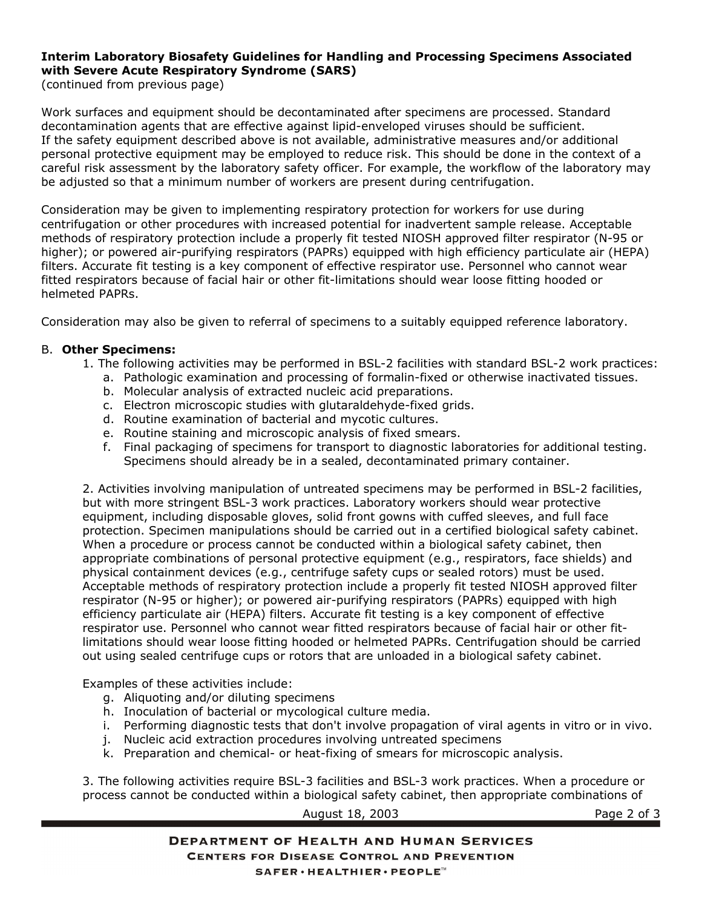**Interim Laboratory Biosafety Guidelines for Handling and Processing Specimens Associated with Severe Acute Respiratory Syndrome (SARS)**
(continued from previous page)

Work surfaces and equipment should be decontaminated after specimens are processed. Standard decontamination agents that are effective against lipid-enveloped viruses should be sufficient. If the safety equipment described above is not available, administrative measures and/or additional personal protective equipment may be employed to reduce risk. This should be done in the context of a careful risk assessment by the laboratory safety officer. For example, the workflow of the laboratory may be adjusted so that a minimum number of workers are present during centrifugation.

Consideration may be given to implementing respiratory protection for workers for use during centrifugation or other procedures with increased potential for inadvertent sample release. Acceptable methods of respiratory protection include a properly fit tested NIOSH approved filter respirator (N-95 or higher); or powered air-purifying respirators (PAPRs) equipped with high efficiency particulate air (HEPA) filters. Accurate fit testing is a key component of effective respirator use. Personnel who cannot wear fitted respirators because of facial hair or other fit-limitations should wear loose fitting hooded or helmeted PAPRs.

Consideration may also be given to referral of specimens to a suitably equipped reference laboratory.

B. **Other Specimens:**

1. The following activities may be performed in BSL-2 facilities with standard BSL-2 work practices:
   a. Pathologic examination and processing of formalin-fixed or otherwise inactivated tissues.
   b. Molecular analysis of extracted nucleic acid preparations.
   c. Electron microscopic studies with glutaraldehyde-fixed grids.
   d. Routine examination of bacterial and mycotic cultures.
   e. Routine staining and microscopic analysis of fixed smears.
   f. Final packaging of specimens for transport to diagnostic laboratories for additional testing. Specimens should already be in a sealed, decontaminated primary container.

2. Activities involving manipulation of untreated specimens may be performed in BSL-2 facilities, but with more stringent BSL-3 work practices. Laboratory workers should wear protective equipment, including disposable gloves, solid front gowns with cuffed sleeves, and full face protection. Specimen manipulations should be carried out in a certified biological safety cabinet. When a procedure or process cannot be conducted within a biological safety cabinet, then appropriate combinations of personal protective equipment (e.g., respirators, face shields) and physical containment devices (e.g., centrifuge safety cups or sealed rotors) must be used. Acceptable methods of respiratory protection include a properly fit tested NIOSH approved filter respirator (N-95 or higher); or powered air-purifying respirators (PAPRs) equipped with high efficiency particulate air (HEPA) filters. Accurate fit testing is a key component of effective respirator use. Personnel who cannot wear fitted respirators because of facial hair or other fit-limitations should wear loose fitting hooded or helmeted PAPRs. Centrifugation should be carried out using sealed centrifuge cups or rotors that are unloaded in a biological safety cabinet.

   Examples of these activities include:
   g. Aliquoting and/or diluting specimens
   h. Inoculation of bacterial or mycological culture media.
   i. Performing diagnostic tests that don't involve propagation of viral agents in vitro or in vivo.
   j. Nucleic acid extraction procedures involving untreated specimens
   k. Preparation and chemical- or heat-fixing of smears for microscopic analysis.

3. The following activities require BSL-3 facilities and BSL-3 work practices. When a procedure or process cannot be conducted within a biological safety cabinet, then appropriate combinations of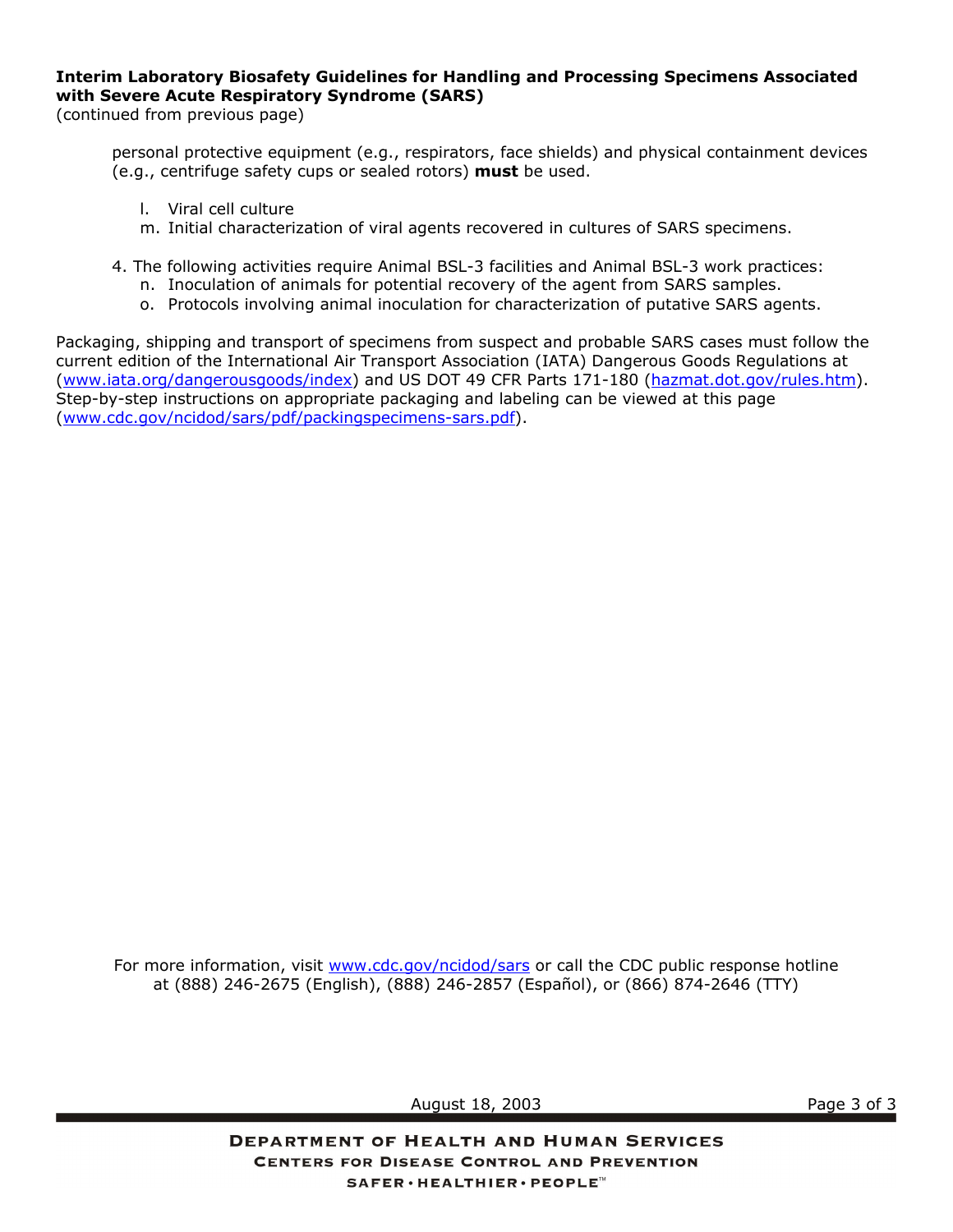personal protective equipment (e.g., respirators, face shields) and physical containment devices (e.g., centrifuge safety cups or sealed rotors) **must** be used.

l. Viral cell culture
m. Initial characterization of viral agents recovered in cultures of SARS specimens.

4. The following activities require Animal BSL-3 facilities and Animal BSL-3 work practices:
   n. Inoculation of animals for potential recovery of the agent from SARS samples.
   o. Protocols involving animal inoculation for characterization of putative SARS agents.

Packaging, shipping and transport of specimens from suspect and probable SARS cases must follow the current edition of the International Air Transport Association (IATA) Dangerous Goods Regulations at (www.iata.org/dangerousgoods/index) and US DOT 49 CFR Parts 171-180 (hazmat.dot.gov/rules.htm). Step-by-step instructions on appropriate packaging and labeling can be viewed at this page (www.cdc.gov/ncidod/sars/pdf/packingspecimens-sars.pdf).

For more information, visit www.cdc.gov/ncidod/sars or call the CDC public response hotline at (888) 246-2675 (English), (888) 246-2857 (Español), or (866) 874-2646 (TTY)

August 18, 2003